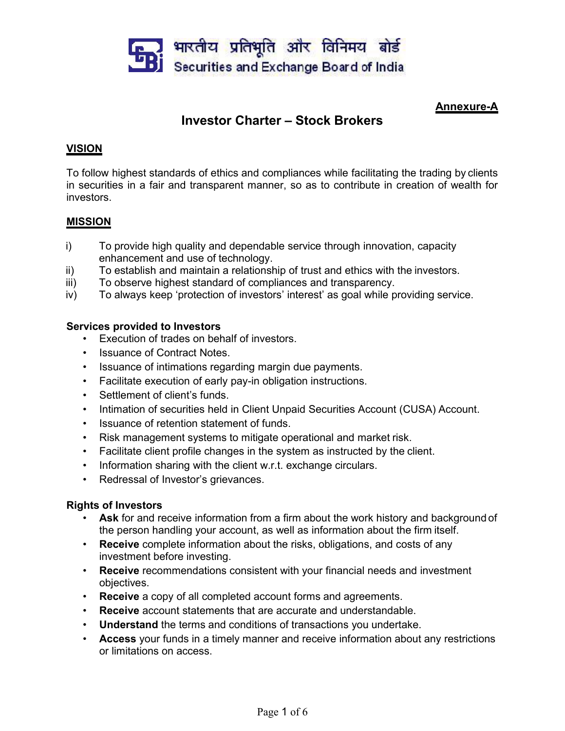भारतीय प्रतिभूति और विनिमय बोर्ड
Securities and Exchange Board of India

**Annexure-A**

# Investor Charter – Stock Brokers

## VISION

To follow highest standards of ethics and compliances while facilitating the trading by clients in securities in a fair and transparent manner, so as to contribute in creation of wealth for investors.

## MISSION

i) To provide high quality and dependable service through innovation, capacity enhancement and use of technology.
ii) To establish and maintain a relationship of trust and ethics with the investors.
iii) To observe highest standard of compliances and transparency.
iv) To always keep 'protection of investors' interest' as goal while providing service.

### Services provided to Investors

- Execution of trades on behalf of investors.
- Issuance of Contract Notes.
- Issuance of intimations regarding margin due payments.
- Facilitate execution of early pay-in obligation instructions.
- Settlement of client's funds.
- Intimation of securities held in Client Unpaid Securities Account (CUSA) Account.
- Issuance of retention statement of funds.
- Risk management systems to mitigate operational and market risk.
- Facilitate client profile changes in the system as instructed by the client.
- Information sharing with the client w.r.t. exchange circulars.
- Redressal of Investor's grievances.

### Rights of Investors

- **Ask** for and receive information from a firm about the work history and background of the person handling your account, as well as information about the firm itself.
- **Receive** complete information about the risks, obligations, and costs of any investment before investing.
- **Receive** recommendations consistent with your financial needs and investment objectives.
- **Receive** a copy of all completed account forms and agreements.
- **Receive** account statements that are accurate and understandable.
- **Understand** the terms and conditions of transactions you undertake.
- **Access** your funds in a timely manner and receive information about any restrictions or limitations on access.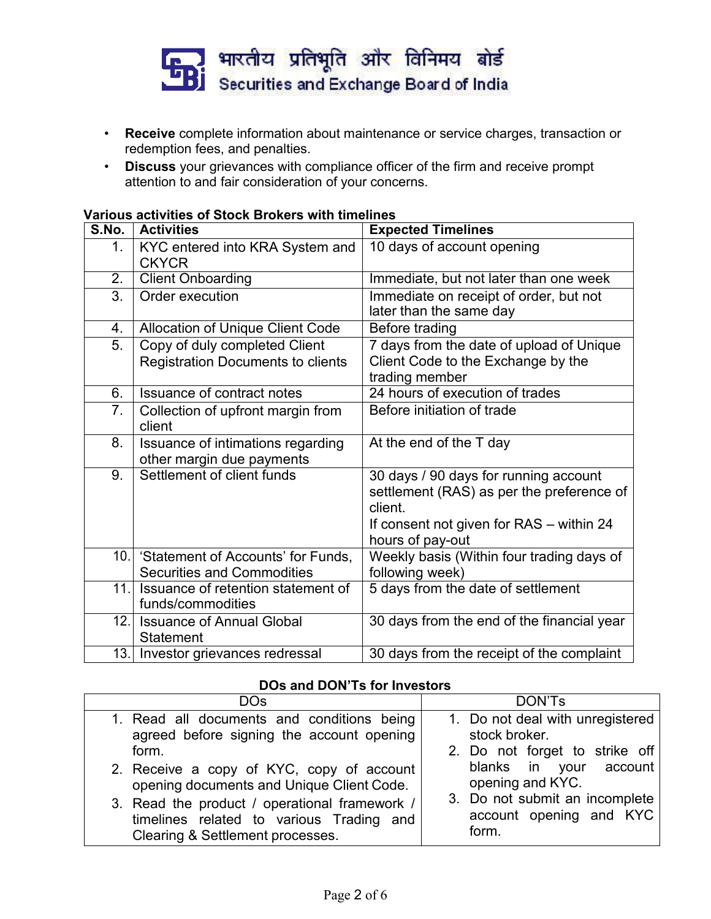- **Receive** complete information about maintenance or service charges, transaction or redemption fees, and penalties.
- **Discuss** your grievances with compliance officer of the firm and receive prompt attention to and fair consideration of your concerns.

**Various activities of Stock Brokers with timelines**

| S.No. | Activities | Expected Timelines |
|---|---|---|
| 1. | KYC entered into KRA System and CKYCR | 10 days of account opening |
| 2. | Client Onboarding | Immediate, but not later than one week |
| 3. | Order execution | Immediate on receipt of order, but not later than the same day |
| 4. | Allocation of Unique Client Code | Before trading |
| 5. | Copy of duly completed Client Registration Documents to clients | 7 days from the date of upload of Unique Client Code to the Exchange by the trading member |
| 6. | Issuance of contract notes | 24 hours of execution of trades |
| 7. | Collection of upfront margin from client | Before initiation of trade |
| 8. | Issuance of intimations regarding other margin due payments | At the end of the T day |
| 9. | Settlement of client funds | 30 days / 90 days for running account settlement (RAS) as per the preference of client.<br>If consent not given for RAS – within 24 hours of pay-out |
| 10. | 'Statement of Accounts' for Funds, Securities and Commodities | Weekly basis (Within four trading days of following week) |
| 11. | Issuance of retention statement of funds/commodities | 5 days from the date of settlement |
| 12. | Issuance of Annual Global Statement | 30 days from the end of the financial year |
| 13. | Investor grievances redressal | 30 days from the receipt of the complaint |

**DOs and DON'Ts for Investors**

| DOs | DON'Ts |
|---|---|
| 1. Read all documents and conditions being agreed before signing the account opening form.<br>2. Receive a copy of KYC, copy of account opening documents and Unique Client Code.<br>3. Read the product / operational framework / timelines related to various Trading and Clearing & Settlement processes. | 1. Do not deal with unregistered stock broker.<br>2. Do not forget to strike off blanks in your account opening and KYC.<br>3. Do not submit an incomplete account opening and KYC form. |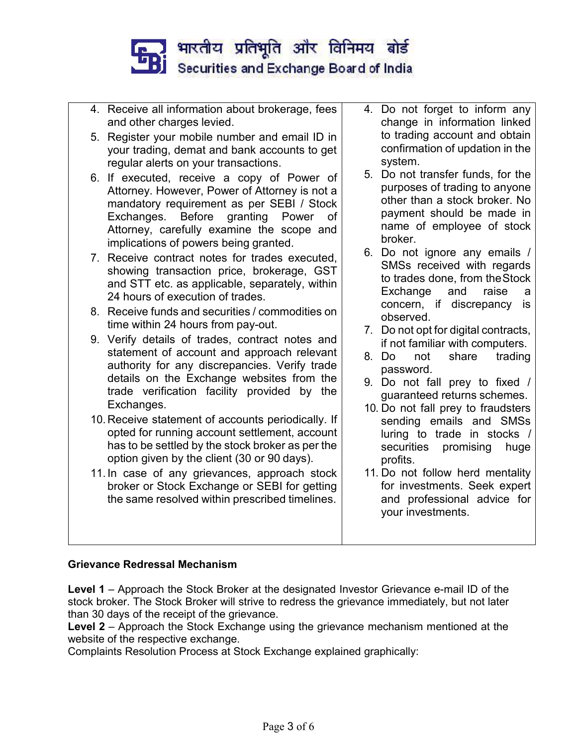| | |
|---|---|
| 4. Receive all information about brokerage, fees and other charges levied.<br>5. Register your mobile number and email ID in your trading, demat and bank accounts to get regular alerts on your transactions.<br>6. If executed, receive a copy of Power of Attorney. However, Power of Attorney is not a mandatory requirement as per SEBI / Stock Exchanges. Before granting Power of Attorney, carefully examine the scope and implications of powers being granted.<br>7. Receive contract notes for trades executed, showing transaction price, brokerage, GST and STT etc. as applicable, separately, within 24 hours of execution of trades.<br>8. Receive funds and securities / commodities on time within 24 hours from pay-out.<br>9. Verify details of trades, contract notes and statement of account and approach relevant authority for any discrepancies. Verify trade details on the Exchange websites from the trade verification facility provided by the Exchanges.<br>10. Receive statement of accounts periodically. If opted for running account settlement, account has to be settled by the stock broker as per the option given by the client (30 or 90 days).<br>11. In case of any grievances, approach stock broker or Stock Exchange or SEBI for getting the same resolved within prescribed timelines. | 4. Do not forget to inform any change in information linked to trading account and obtain confirmation of updation in the system.<br>5. Do not transfer funds, for the purposes of trading to anyone other than a stock broker. No payment should be made in name of employee of stock broker.<br>6. Do not ignore any emails / SMSs received with regards to trades done, from the Stock Exchange and raise a concern, if discrepancy is observed.<br>7. Do not opt for digital contracts, if not familiar with computers.<br>8. Do not share trading password.<br>9. Do not fall prey to fixed / guaranteed returns schemes.<br>10. Do not fall prey to fraudsters sending emails and SMSs luring to trade in stocks / securities promising huge profits.<br>11. Do not follow herd mentality for investments. Seek expert and professional advice for your investments. |

**Grievance Redressal Mechanism**

**Level 1** – Approach the Stock Broker at the designated Investor Grievance e-mail ID of the stock broker. The Stock Broker will strive to redress the grievance immediately, but not later than 30 days of the receipt of the grievance.

**Level 2** – Approach the Stock Exchange using the grievance mechanism mentioned at the website of the respective exchange.

Complaints Resolution Process at Stock Exchange explained graphically: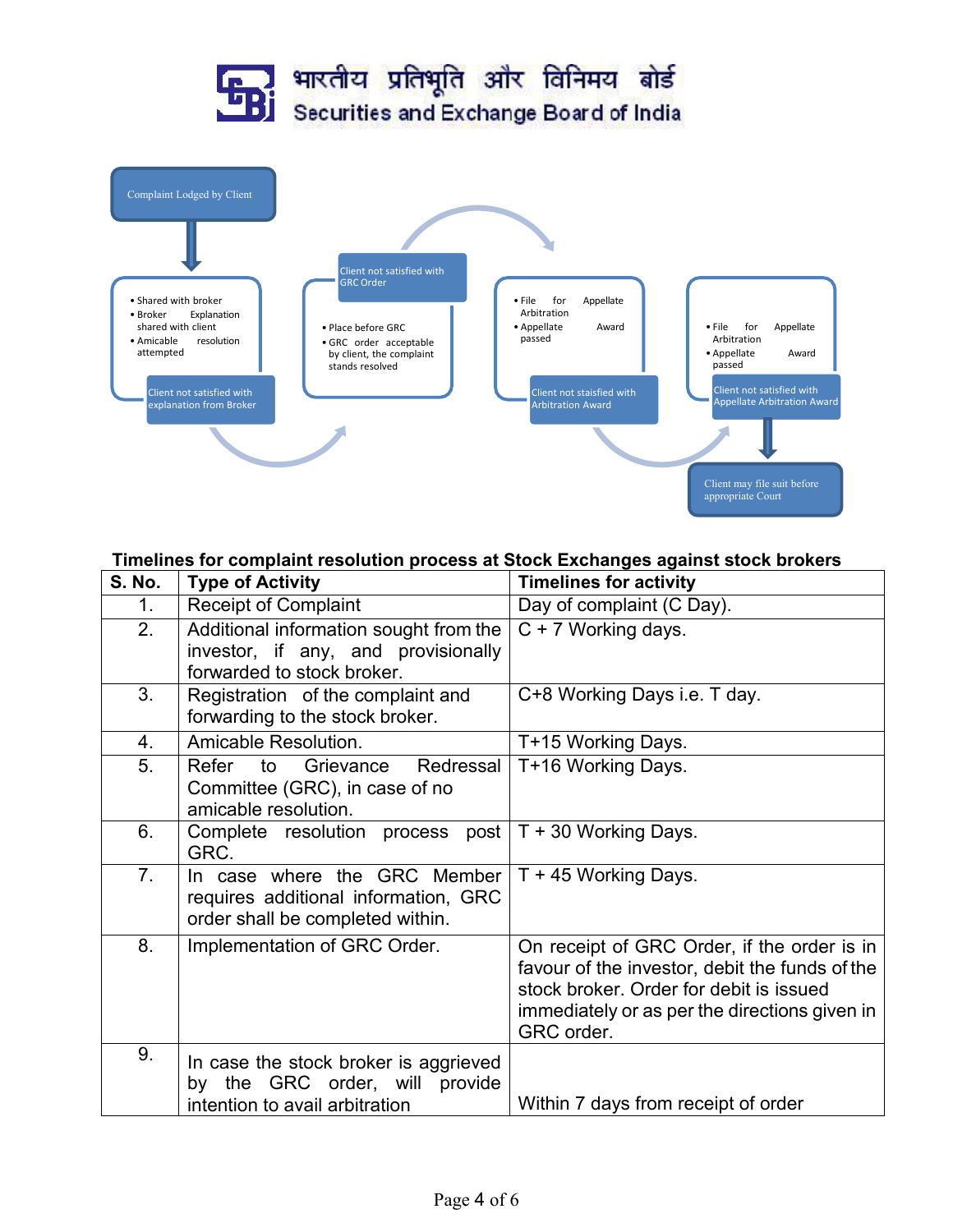भारतीय प्रतिभूति और विनिमय बोर्ड
Securities and Exchange Board of India

Complaint Lodged by Client

- Shared with broker
- Broker Explanation shared with client
- Amicable resolution attempted

Client not satisfied with explanation from Broker

Client not satisfied with GRC Order

- Place before GRC
- GRC order acceptable by client, the complaint stands resolved

- File for Appellate Arbitration
- Appellate Award passed

Client not staisfied with Arbitration Award

- File for Appellate Arbitration
- Appellate Award passed

Client not satisfied with Appellate Arbitration Award

Client may file suit before appropriate Court

**Timelines for complaint resolution process at Stock Exchanges against stock brokers**

| S. No. | Type of Activity | Timelines for activity |
|---|---|---|
| 1. | Receipt of Complaint | Day of complaint (C Day). |
| 2. | Additional information sought from the investor, if any, and provisionally forwarded to stock broker. | C + 7 Working days. |
| 3. | Registration of the complaint and forwarding to the stock broker. | C+8 Working Days i.e. T day. |
| 4. | Amicable Resolution. | T+15 Working Days. |
| 5. | Refer to Grievance Redressal Committee (GRC), in case of no amicable resolution. | T+16 Working Days. |
| 6. | Complete resolution process post GRC. | T + 30 Working Days. |
| 7. | In case where the GRC Member requires additional information, GRC order shall be completed within. | T + 45 Working Days. |
| 8. | Implementation of GRC Order. | On receipt of GRC Order, if the order is in favour of the investor, debit the funds of the stock broker. Order for debit is issued immediately or as per the directions given in GRC order. |
| 9. | In case the stock broker is aggrieved by the GRC order, will provide intention to avail arbitration | Within 7 days from receipt of order |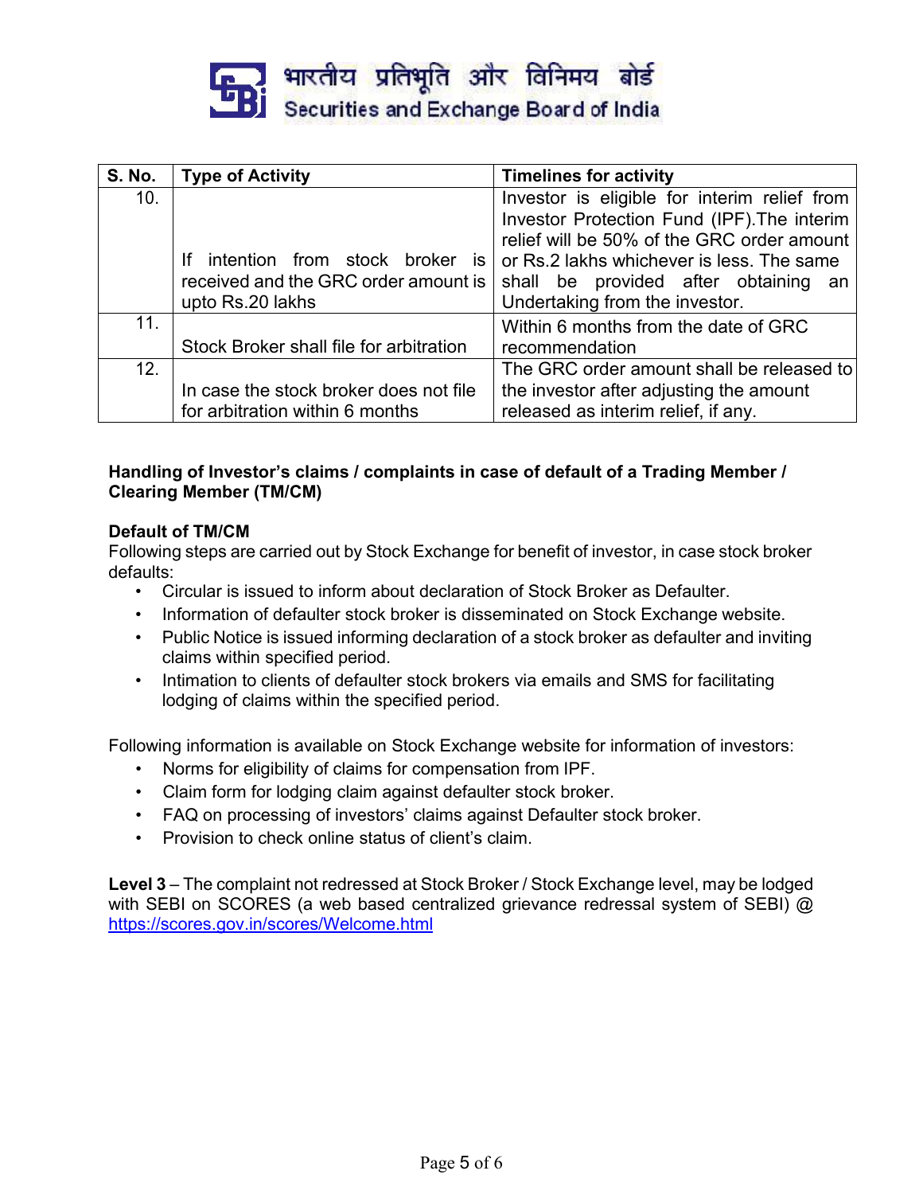| S. No. | Type of Activity | Timelines for activity |
|---|---|---|
| 10. | If intention from stock broker is received and the GRC order amount is upto Rs.20 lakhs | Investor is eligible for interim relief from Investor Protection Fund (IPF).The interim relief will be 50% of the GRC order amount or Rs.2 lakhs whichever is less. The same shall be provided after obtaining an Undertaking from the investor. |
| 11. | Stock Broker shall file for arbitration | Within 6 months from the date of GRC recommendation |
| 12. | In case the stock broker does not file for arbitration within 6 months | The GRC order amount shall be released to the investor after adjusting the amount released as interim relief, if any. |

**Handling of Investor's claims / complaints in case of default of a Trading Member / Clearing Member (TM/CM)**

**Default of TM/CM**

Following steps are carried out by Stock Exchange for benefit of investor, in case stock broker defaults:

- Circular is issued to inform about declaration of Stock Broker as Defaulter.
- Information of defaulter stock broker is disseminated on Stock Exchange website.
- Public Notice is issued informing declaration of a stock broker as defaulter and inviting claims within specified period.
- Intimation to clients of defaulter stock brokers via emails and SMS for facilitating lodging of claims within the specified period.

Following information is available on Stock Exchange website for information of investors:

- Norms for eligibility of claims for compensation from IPF.
- Claim form for lodging claim against defaulter stock broker.
- FAQ on processing of investors' claims against Defaulter stock broker.
- Provision to check online status of client's claim.

**Level 3** – The complaint not redressed at Stock Broker / Stock Exchange level, may be lodged with SEBI on SCORES (a web based centralized grievance redressal system of SEBI) @ https://scores.gov.in/scores/Welcome.html